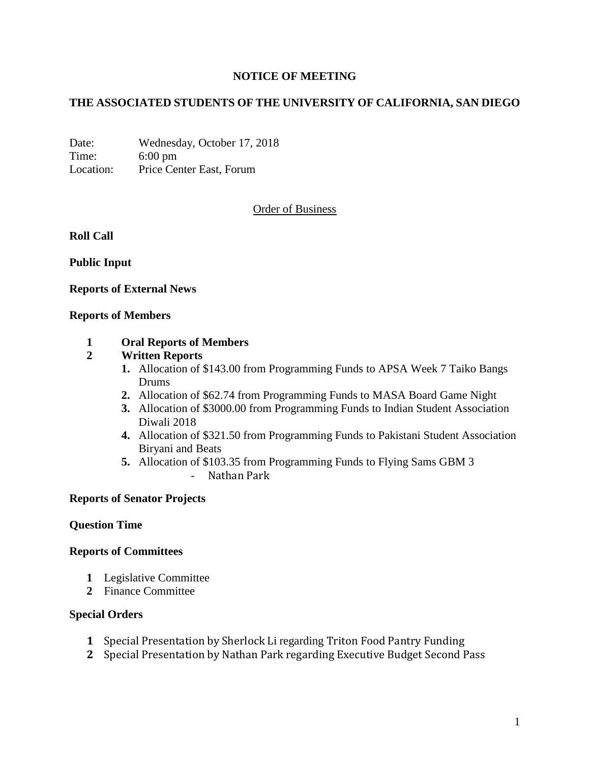# NOTICE OF MEETING

## THE ASSOCIATED STUDENTS OF THE UNIVERSITY OF CALIFORNIA, SAN DIEGO

Date: Wednesday, October 17, 2018
Time: 6:00 pm
Location: Price Center East, Forum

Order of Business

**Roll Call**

**Public Input**

**Reports of External News**

**Reports of Members**

1. **Oral Reports of Members**
2. **Written Reports**
    1. Allocation of $143.00 from Programming Funds to APSA Week 7 Taiko Bangs Drums
    2. Allocation of $62.74 from Programming Funds to MASA Board Game Night
    3. Allocation of $3000.00 from Programming Funds to Indian Student Association Diwali 2018
    4. Allocation of $321.50 from Programming Funds to Pakistani Student Association Biryani and Beats
    5. Allocation of $103.35 from Programming Funds to Flying Sams GBM 3
        - Nathan Park

**Reports of Senator Projects**

**Question Time**

**Reports of Committees**

1. Legislative Committee
2. Finance Committee

**Special Orders**

1. Special Presentation by Sherlock Li regarding Triton Food Pantry Funding
2. Special Presentation by Nathan Park regarding Executive Budget Second Pass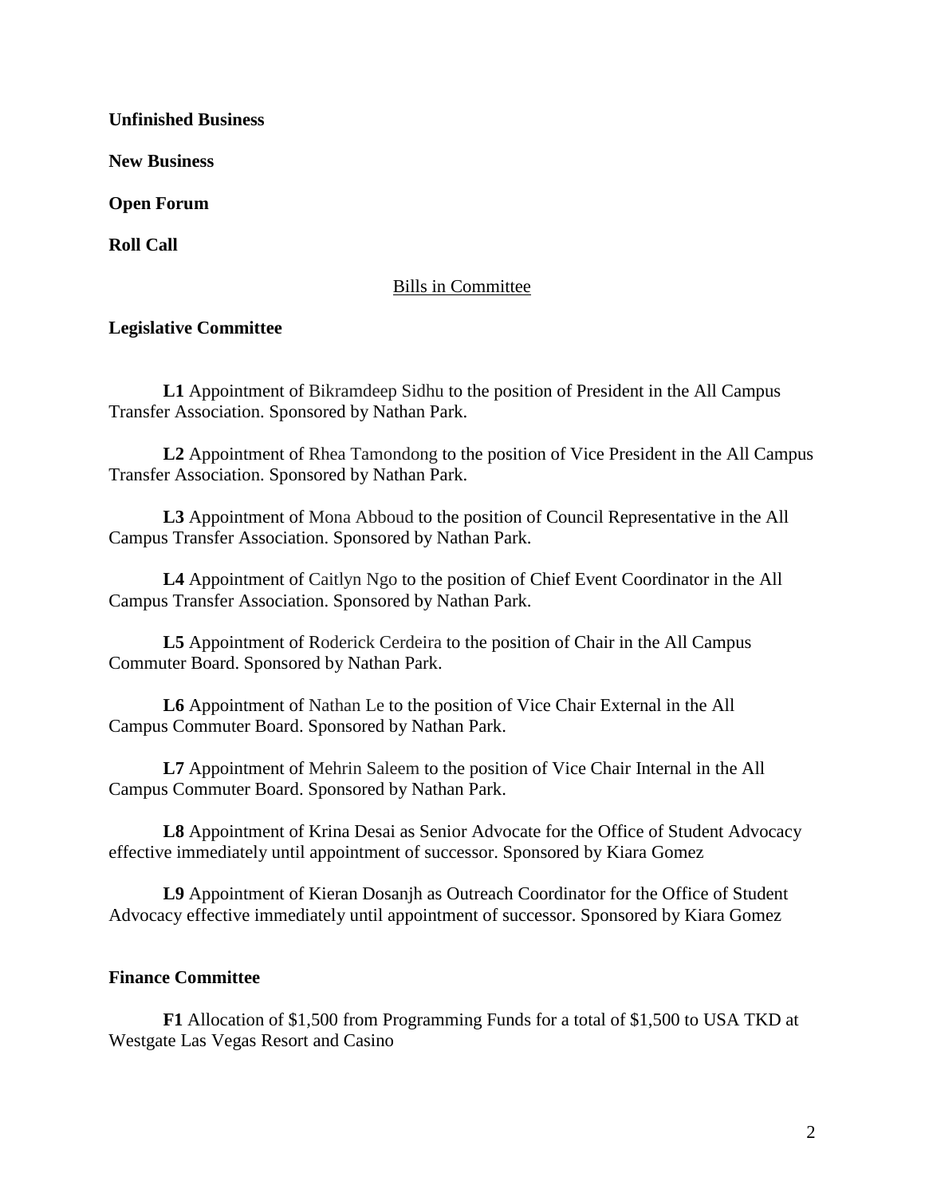**Unfinished Business**

**New Business**

**Open Forum**

**Roll Call**

Bills in Committee

**Legislative Committee**

**L1** Appointment of Bikramdeep Sidhu to the position of President in the All Campus Transfer Association. Sponsored by Nathan Park.

**L2** Appointment of Rhea Tamondong to the position of Vice President in the All Campus Transfer Association. Sponsored by Nathan Park.

**L3** Appointment of Mona Abboud to the position of Council Representative in the All Campus Transfer Association. Sponsored by Nathan Park.

**L4** Appointment of Caitlyn Ngo to the position of Chief Event Coordinator in the All Campus Transfer Association. Sponsored by Nathan Park.

**L5** Appointment of Roderick Cerdeira to the position of Chair in the All Campus Commuter Board. Sponsored by Nathan Park.

**L6** Appointment of Nathan Le to the position of Vice Chair External in the All Campus Commuter Board. Sponsored by Nathan Park.

**L7** Appointment of Mehrin Saleem to the position of Vice Chair Internal in the All Campus Commuter Board. Sponsored by Nathan Park.

**L8** Appointment of Krina Desai as Senior Advocate for the Office of Student Advocacy effective immediately until appointment of successor. Sponsored by Kiara Gomez

**L9** Appointment of Kieran Dosanjh as Outreach Coordinator for the Office of Student Advocacy effective immediately until appointment of successor. Sponsored by Kiara Gomez

**Finance Committee**

**F1** Allocation of $1,500 from Programming Funds for a total of $1,500 to USA TKD at Westgate Las Vegas Resort and Casino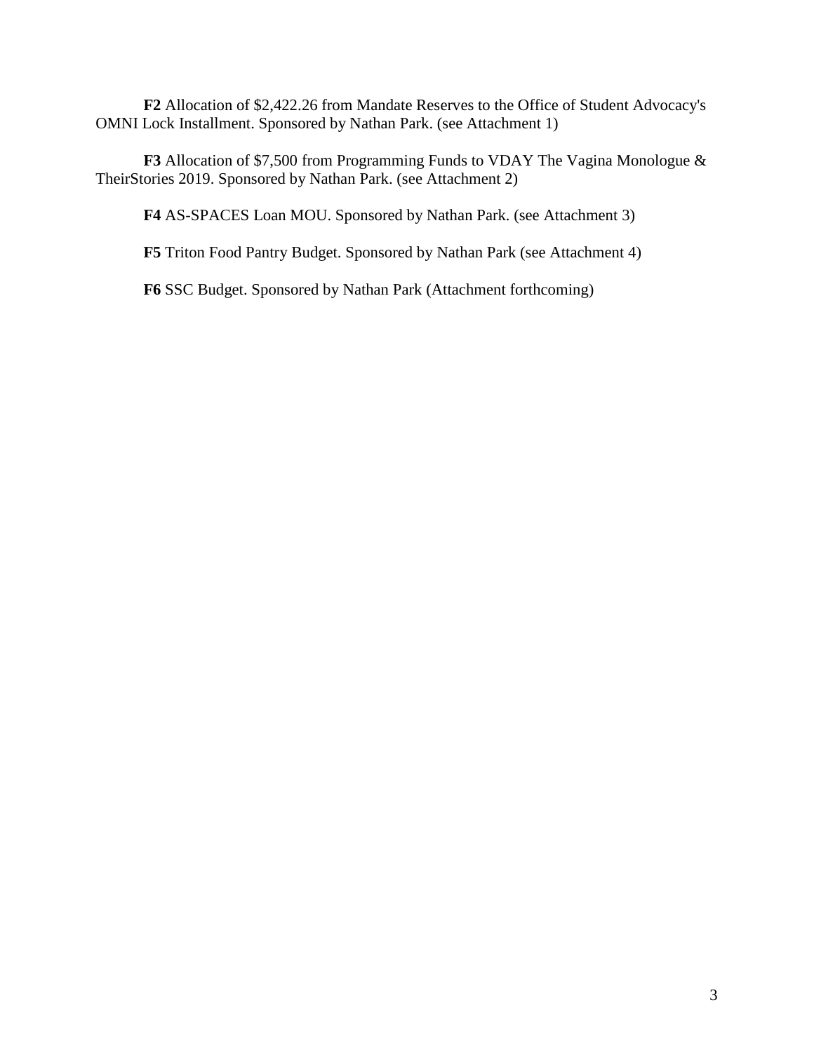**F2** Allocation of $2,422.26 from Mandate Reserves to the Office of Student Advocacy's OMNI Lock Installment. Sponsored by Nathan Park. (see Attachment 1)

**F3** Allocation of $7,500 from Programming Funds to VDAY The Vagina Monologue & TheirStories 2019. Sponsored by Nathan Park. (see Attachment 2)

**F4** AS-SPACES Loan MOU. Sponsored by Nathan Park. (see Attachment 3)

**F5** Triton Food Pantry Budget. Sponsored by Nathan Park (see Attachment 4)

**F6** SSC Budget. Sponsored by Nathan Park (Attachment forthcoming)